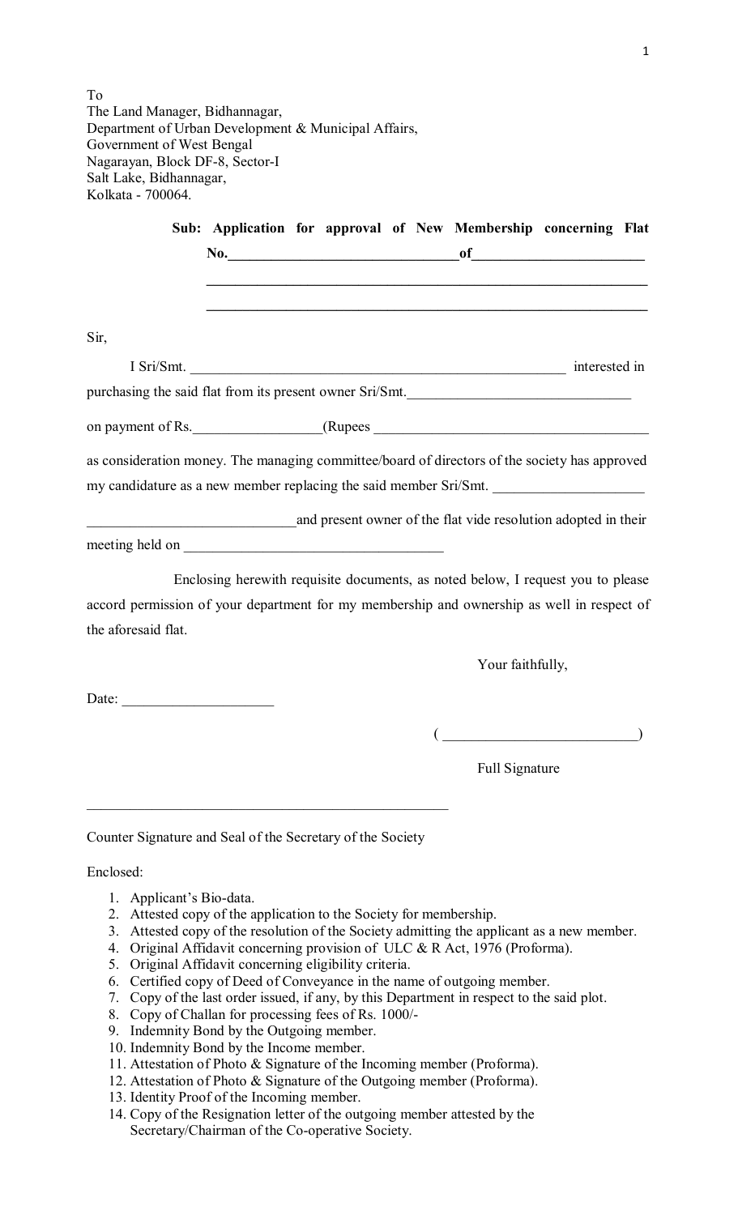To
The Land Manager, Bidhannagar,
Department of Urban Development & Municipal Affairs,
Government of West Bengal
Nagarayan, Block DF-8, Sector-I
Salt Lake, Bidhannagar,
Kolkata - 700064.

**Sub: Application for approval of New Membership concerning Flat No.________________________________of________________________**

**______________________________________________________________**

**______________________________________________________________**

Sir,

I Sri/Smt. ______________________________________________________ interested in purchasing the said flat from its present owner Sri/Smt.______________________________

on payment of Rs.__________________(Rupees ______________________________________

as consideration money. The managing committee/board of directors of the society has approved my candidature as a new member replacing the said member Sri/Smt. _____________________

_____________________________and present owner of the flat vide resolution adopted in their meeting held on ____________________________________

Enclosing herewith requisite documents, as noted below, I request you to please accord permission of your department for my membership and ownership as well in respect of the aforesaid flat.

Your faithfully,

Date: ____________________

( __________________________)

Full Signature

___________________________________________________

Counter Signature and Seal of the Secretary of the Society

Enclosed:

1. Applicant's Bio-data.
2. Attested copy of the application to the Society for membership.
3. Attested copy of the resolution of the Society admitting the applicant as a new member.
4. Original Affidavit concerning provision of ULC & R Act, 1976 (Proforma).
5. Original Affidavit concerning eligibility criteria.
6. Certified copy of Deed of Conveyance in the name of outgoing member.
7. Copy of the last order issued, if any, by this Department in respect to the said plot.
8. Copy of Challan for processing fees of Rs. 1000/-
9. Indemnity Bond by the Outgoing member.
10. Indemnity Bond by the Income member.
11. Attestation of Photo & Signature of the Incoming member (Proforma).
12. Attestation of Photo & Signature of the Outgoing member (Proforma).
13. Identity Proof of the Incoming member.
14. Copy of the Resignation letter of the outgoing member attested by the Secretary/Chairman of the Co-operative Society.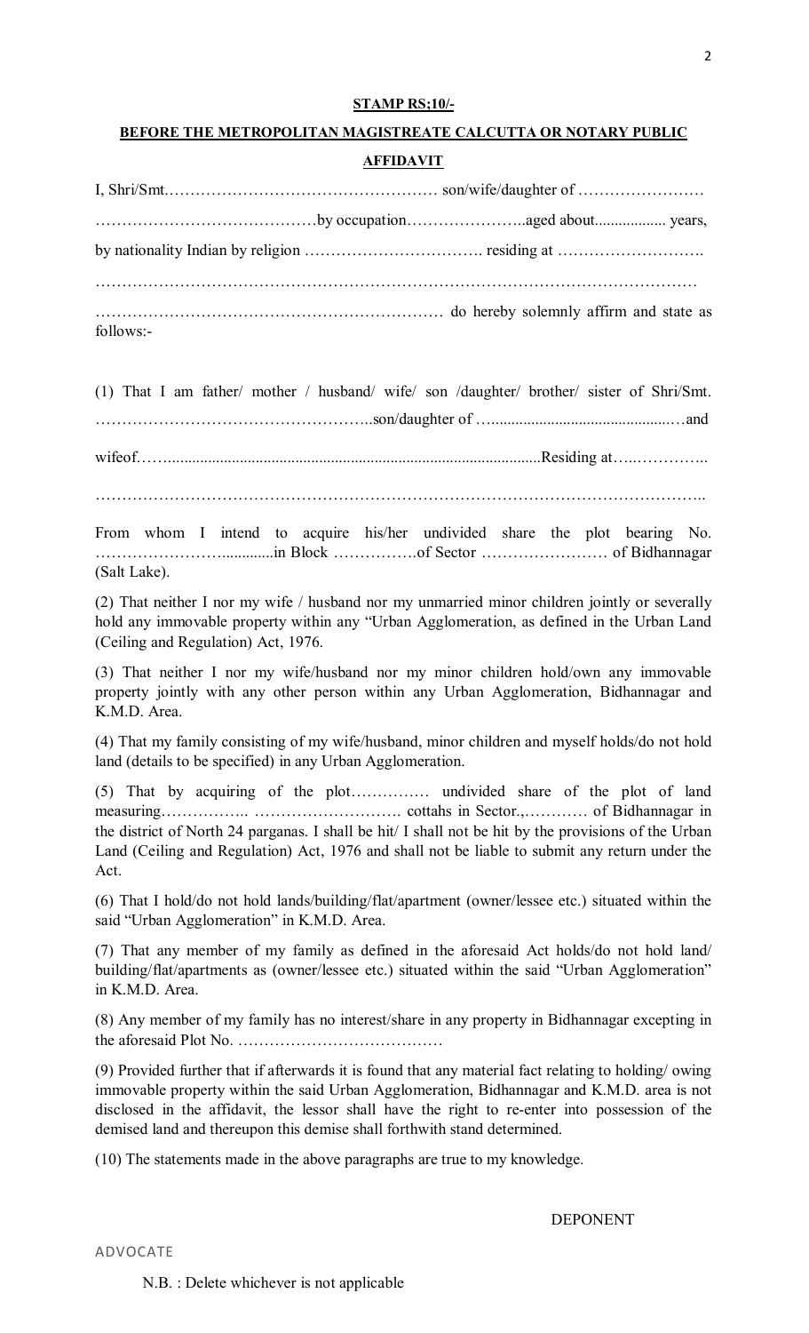**STAMP RS;10/-**

**BEFORE THE METROPOLITAN MAGISTREATE CALCUTTA OR NOTARY PUBLIC**

**AFFIDAVIT**

I, Shri/Smt.…………………………………………… son/wife/daughter of …………………… …………………………………by occupation…………………..aged about.................. years, by nationality Indian by religion ……………………………. residing at ………………………. ………………………………………………………………………………………………… ……………………………………………………… do hereby solemnly affirm and state as follows:-

(1) That I am father/ mother / husband/ wife/ son /daughter/ brother/ sister of Shri/Smt. …………………………………………..son/daughter of …..........................................…and wifeof……...............................................................................................Residing at…..………….. ………………………………………………………………………………………………..

From whom I intend to acquire his/her undivided share the plot bearing No. …………………….............in Block …………….of Sector …………………… of Bidhannagar (Salt Lake).

(2) That neither I nor my wife / husband nor my unmarried minor children jointly or severally hold any immovable property within any "Urban Agglomeration, as defined in the Urban Land (Ceiling and Regulation) Act, 1976.

(3) That neither I nor my wife/husband nor my minor children hold/own any immovable property jointly with any other person within any Urban Agglomeration, Bidhannagar and K.M.D. Area.

(4) That my family consisting of my wife/husband, minor children and myself holds/do not hold land (details to be specified) in any Urban Agglomeration.

(5) That by acquiring of the plot…………… undivided share of the plot of land measuring……………. ………………………. cottahs in Sector.,………… of Bidhannagar in the district of North 24 parganas. I shall be hit/ I shall not be hit by the provisions of the Urban Land (Ceiling and Regulation) Act, 1976 and shall not be liable to submit any return under the Act.

(6) That I hold/do not hold lands/building/flat/apartment (owner/lessee etc.) situated within the said "Urban Agglomeration" in K.M.D. Area.

(7) That any member of my family as defined in the aforesaid Act holds/do not hold land/ building/flat/apartments as (owner/lessee etc.) situated within the said "Urban Agglomeration" in K.M.D. Area.

(8) Any member of my family has no interest/share in any property in Bidhannagar excepting in the aforesaid Plot No. …………………………………

(9) Provided further that if afterwards it is found that any material fact relating to holding/ owing immovable property within the said Urban Agglomeration, Bidhannagar and K.M.D. area is not disclosed in the affidavit, the lessor shall have the right to re-enter into possession of the demised land and thereupon this demise shall forthwith stand determined.

(10) The statements made in the above paragraphs are true to my knowledge.

DEPONENT

ADVOCATE

N.B. : Delete whichever is not applicable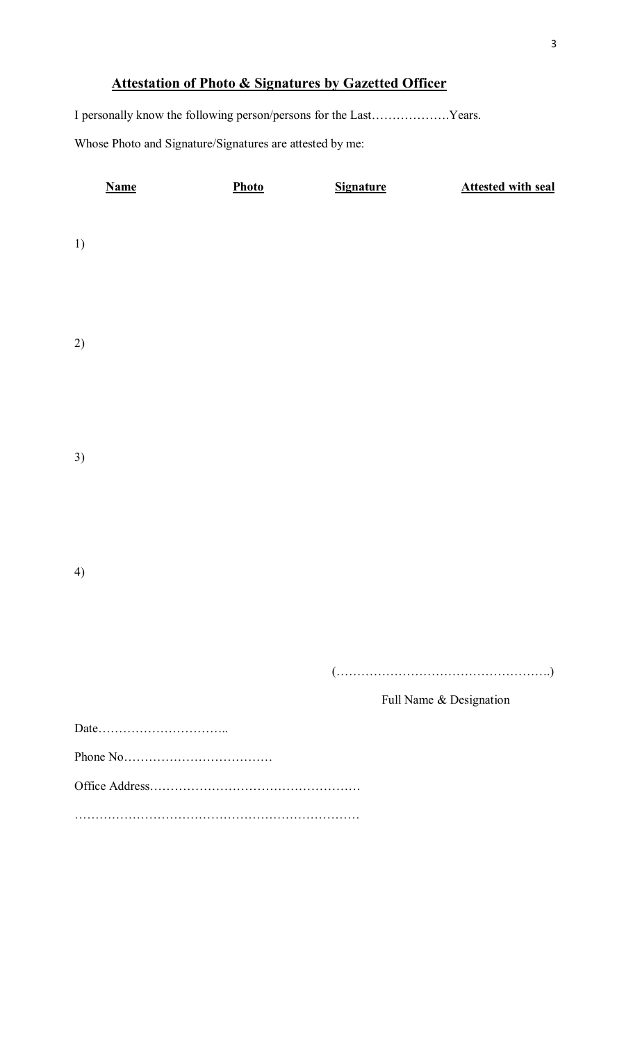## Attestation of Photo & Signatures by Gazetted Officer

I personally know the following person/persons for the Last……………….Years.

Whose Photo and Signature/Signatures are attested by me:

| Name | Photo | Signature | Attested with seal |
|---|---|---|---|
| 1) | | | |
| 2) | | | |
| 3) | | | |
| 4) | | | |

(…………………………………………….)

Full Name & Designation

Date…………………………..

Phone No………………………………

Office Address……………………………………………

……………………………………………………………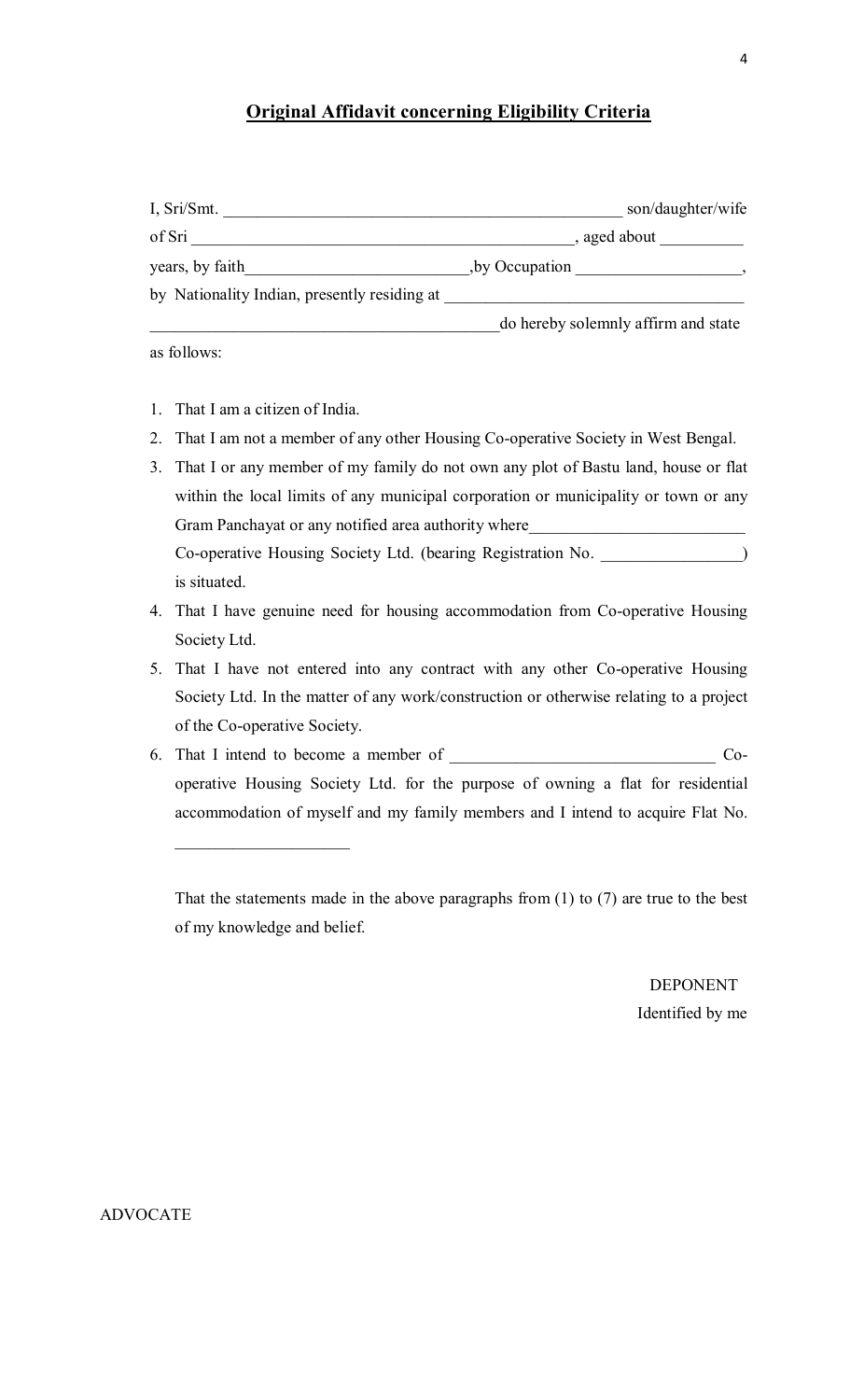## Original Affidavit concerning Eligibility Criteria

I, Sri/Smt. ______________________________________________ son/daughter/wife of Sri ____________________________________________, aged about _________ years, by faith__________________________,by Occupation ___________________, by Nationality Indian, presently residing at __________________________________ ________________________________________do hereby solemnly affirm and state as follows:

1. That I am a citizen of India.
2. That I am not a member of any other Housing Co-operative Society in West Bengal.
3. That I or any member of my family do not own any plot of Bastu land, house or flat within the local limits of any municipal corporation or municipality or town or any Gram Panchayat or any notified area authority where_________________________ Co-operative Housing Society Ltd. (bearing Registration No. ________________) is situated.
4. That I have genuine need for housing accommodation from Co-operative Housing Society Ltd.
5. That I have not entered into any contract with any other Co-operative Housing Society Ltd. In the matter of any work/construction or otherwise relating to a project of the Co-operative Society.
6. That I intend to become a member of _______________________________ Co-operative Housing Society Ltd. for the purpose of owning a flat for residential accommodation of myself and my family members and I intend to acquire Flat No. ____________________

That the statements made in the above paragraphs from (1) to (7) are true to the best of my knowledge and belief.

DEPONENT

Identified by me

ADVOCATE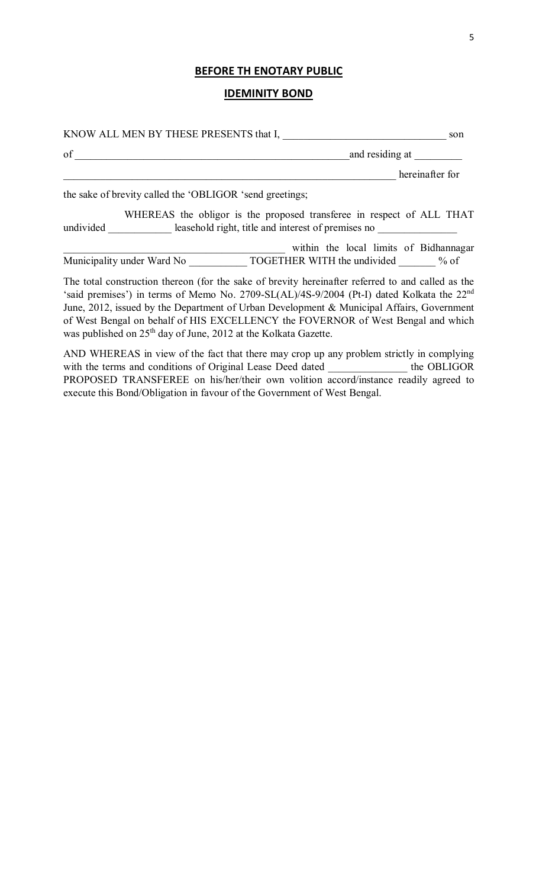**BEFORE TH ENOTARY PUBLIC**

**IDEMINITY BOND**

KNOW ALL MEN BY THESE PRESENTS that I, ______________________________ son of ____________________________________________________and residing at _________ ______________________________________________________________ hereinafter for the sake of brevity called the 'OBLIGOR 'send greetings;

WHEREAS the obligor is the proposed transferee in respect of ALL THAT undivided ____________ leasehold right, title and interest of premises no _______________ ________________________________________ within the local limits of Bidhannagar Municipality under Ward No ___________ TOGETHER WITH the undivided _______ % of

The total construction thereon (for the sake of brevity hereinafter referred to and called as the 'said premises') in terms of Memo No. 2709-SL(AL)/4S-9/2004 (Pt-I) dated Kolkata the 22nd June, 2012, issued by the Department of Urban Development & Municipal Affairs, Government of West Bengal on behalf of HIS EXCELLENCY the FOVERNOR of West Bengal and which was published on 25th day of June, 2012 at the Kolkata Gazette.

AND WHEREAS in view of the fact that there may crop up any problem strictly in complying with the terms and conditions of Original Lease Deed dated _______________ the OBLIGOR PROPOSED TRANSFEREE on his/her/their own volition accord/instance readily agreed to execute this Bond/Obligation in favour of the Government of West Bengal.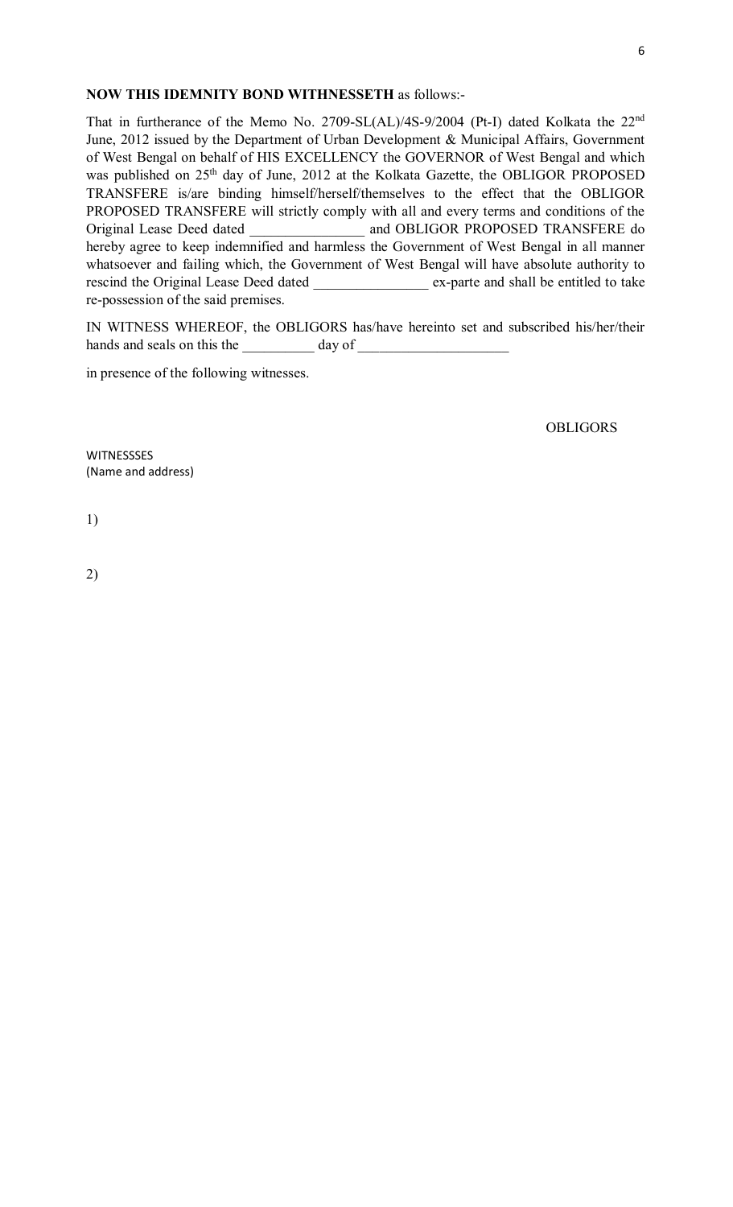**NOW THIS IDEMNITY BOND WITHNESSETH** as follows:-

That in furtherance of the Memo No. 2709-SL(AL)/4S-9/2004 (Pt-I) dated Kolkata the 22nd June, 2012 issued by the Department of Urban Development & Municipal Affairs, Government of West Bengal on behalf of HIS EXCELLENCY the GOVERNOR of West Bengal and which was published on 25th day of June, 2012 at the Kolkata Gazette, the OBLIGOR PROPOSED TRANSFERE is/are binding himself/herself/themselves to the effect that the OBLIGOR PROPOSED TRANSFERE will strictly comply with all and every terms and conditions of the Original Lease Deed dated \_\_\_\_\_\_\_\_\_\_\_\_\_\_\_\_ and OBLIGOR PROPOSED TRANSFERE do hereby agree to keep indemnified and harmless the Government of West Bengal in all manner whatsoever and failing which, the Government of West Bengal will have absolute authority to rescind the Original Lease Deed dated \_\_\_\_\_\_\_\_\_\_\_\_\_\_\_\_ ex-parte and shall be entitled to take re-possession of the said premises.

IN WITNESS WHEREOF, the OBLIGORS has/have hereinto set and subscribed his/her/their hands and seals on this the \_\_\_\_\_\_\_\_\_\_ day of \_\_\_\_\_\_\_\_\_\_\_\_\_\_\_\_\_\_\_\_\_

in presence of the following witnesses.

OBLIGORS

WITNESSSES
(Name and address)

1)

2)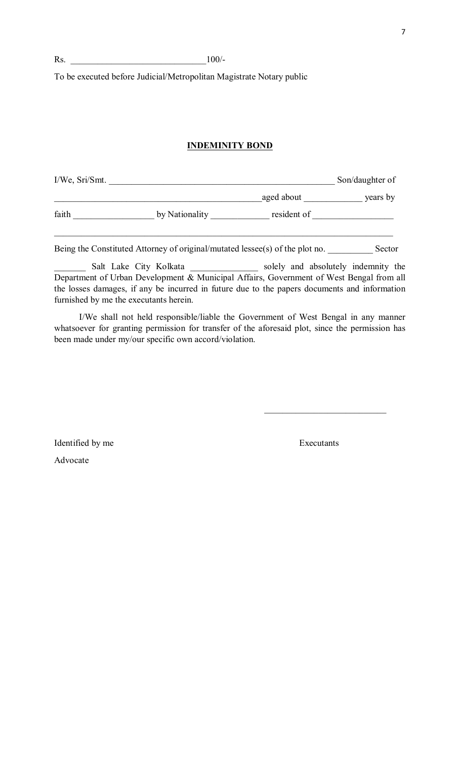Rs. ______________________________100/-

To be executed before Judicial/Metropolitan Magistrate Notary public

**INDEMINITY BOND**

I/We, Sri/Smt. ____________________________________________________ Son/daughter of _____________________________________________aged about _____________ years by faith __________________ by Nationality _____________ resident of __________________ ____________________________________________________________________________

Being the Constituted Attorney of original/mutated lessee(s) of the plot no. __________ Sector _______ Salt Lake City Kolkata _______________ solely and absolutely indemnity the Department of Urban Development & Municipal Affairs, Government of West Bengal from all the losses damages, if any be incurred in future due to the papers documents and information furnished by me the executants herein.

I/We shall not held responsible/liable the Government of West Bengal in any manner whatsoever for granting permission for transfer of the aforesaid plot, since the permission has been made under my/our specific own accord/violation.

___________________________

Identified by me

Executants

Advocate